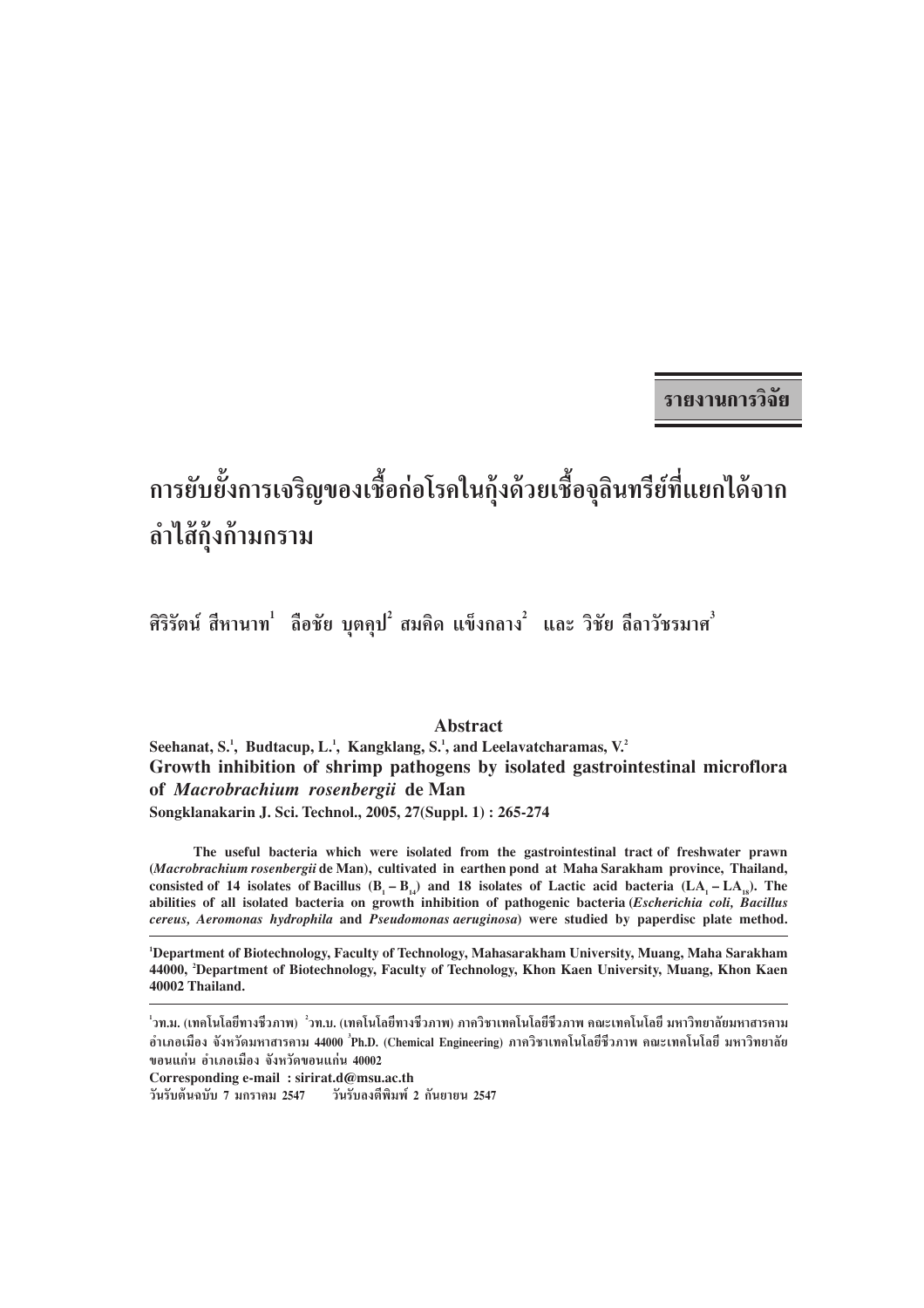**รายงานการวิจัย**

# การยับยั้งการเจริญของเชื้อก่อโรคในกุ้งด้วยเชื้อจุลินทรีย์ที่แยกได้จากลำไส้กุ้งก้ามกราม

ศิริรัตน์ สีหานาท[1] ลือชัย บุตคุป[2] สมคิด แข็งกลาง[2] และ วิชัย ลีลาวัชรมาศ[3]

## Abstract

**Seehanat, S.[1], Budtacup, L.[1], Kangklang, S.[1], and Leelavatcharamas, V.[2]**

**Growth inhibition of shrimp pathogens by isolated gastrointestinal microflora of *Macrobrachium rosenbergii* de Man**

**Songklanakarin J. Sci. Technol., 2005, 27(Suppl. 1) : 265-274**

**The useful bacteria which were isolated from the gastrointestinal tract of freshwater prawn (*Macrobrachium rosenbergii* de Man), cultivated in earthen pond at Maha Sarakham province, Thailand, consisted of 14 isolates of Bacillus ($B_1 - B_{14}$) and 18 isolates of Lactic acid bacteria ($LA_1 - LA_{18}$). The abilities of all isolated bacteria on growth inhibition of pathogenic bacteria (*Escherichia coli*, *Bacillus cereus*, *Aeromonas hydrophila* and *Pseudomonas aeruginosa*) were studied by paperdisc plate method.**

---

[1]Department of Biotechnology, Faculty of Technology, Mahasarakham University, Muang, Maha Sarakham 44000, [2]Department of Biotechnology, Faculty of Technology, Khon Kaen University, Muang, Khon Kaen 40002 Thailand.

---

[1]วท.ม. (เทคโนโลยีทางชีวภาพ) [2]วท.บ. (เทคโนโลยีทางชีวภาพ) ภาควิชาเทคโนโลยีชีวภาพ คณะเทคโนโลยี มหาวิทยาลัยมหาสารคาม อำเภอเมือง จังหวัดมหาสารคาม 44000 [3]Ph.D. (Chemical Engineering) ภาควิชาเทคโนโลยีชีวภาพ คณะเทคโนโลยี มหาวิทยาลัยขอนแก่น อำเภอเมือง จังหวัดขอนแก่น 40002

Corresponding e-mail : sirirat.d@msu.ac.th

วันรับต้นฉบับ 7 มกราคม 2547 วันรับลงตีพิมพ์ 2 กันยายน 2547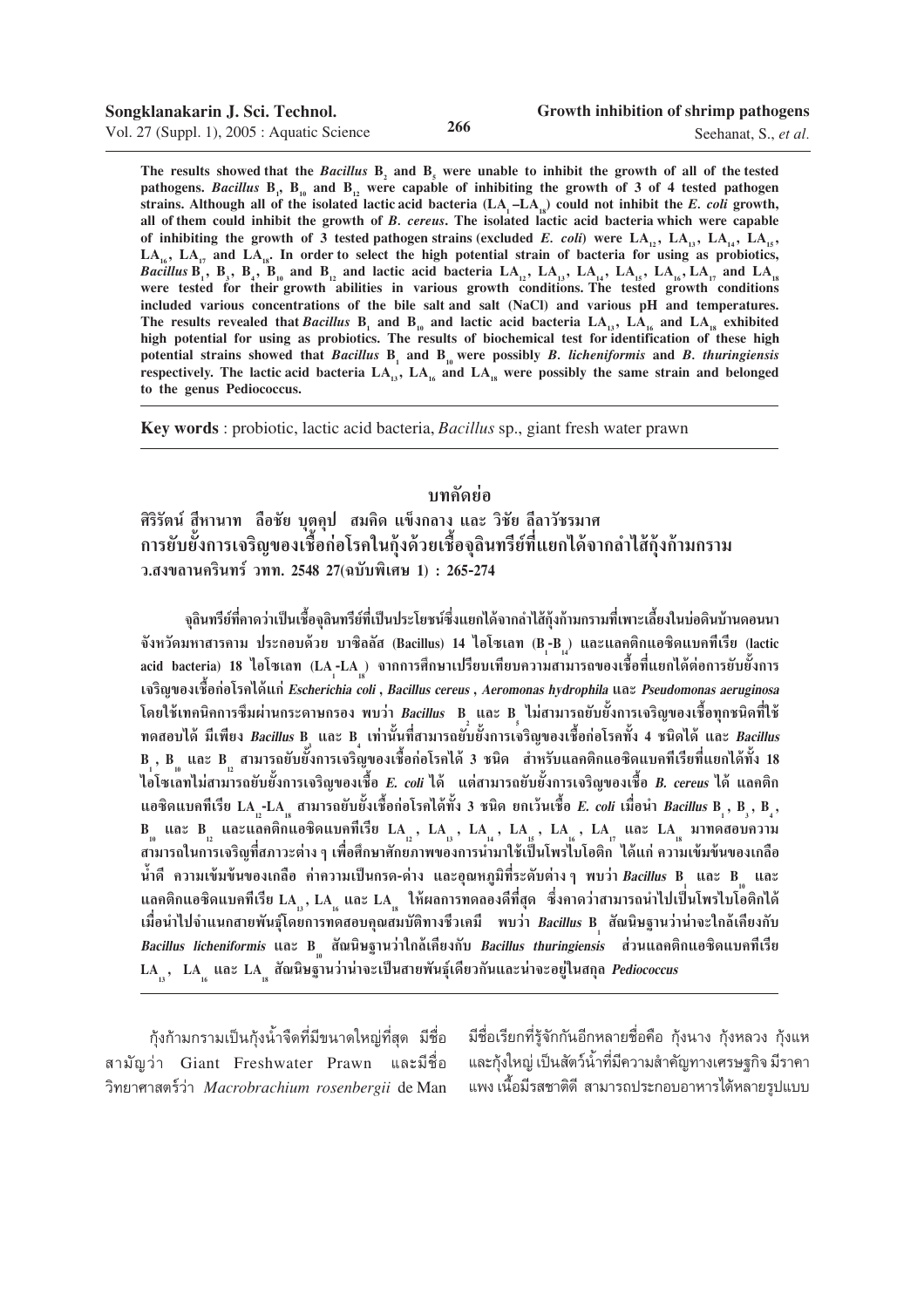**The results showed that the *Bacillus* $B_2$ and $B_5$ were unable to inhibit the growth of all of the tested pathogens. *Bacillus* $B_1$, $B_{10}$ and $B_{12}$ were capable of inhibiting the growth of 3 of 4 tested pathogen strains. Although all of the isolated lactic acid bacteria ($LA_1$–$LA_{18}$) could not inhibit the *E. coli* growth, all of them could inhibit the growth of *B. cereus*. The isolated lactic acid bacteria which were capable of inhibiting the growth of 3 tested pathogen strains (excluded *E. coli*) were $LA_{12}$, $LA_{13}$, $LA_{14}$, $LA_{15}$, $LA_{16}$, $LA_{17}$ and $LA_{18}$. In order to select the high potential strain of bacteria for using as probiotics, *Bacillus* $B_1$, $B_3$, $B_4$, $B_{10}$ and $B_{12}$ and lactic acid bacteria $LA_{12}$, $LA_{13}$, $LA_{14}$, $LA_{15}$, $LA_{16}$, $LA_{17}$ and $LA_{18}$ were tested for their growth abilities in various growth conditions. The tested growth conditions included various concentrations of the bile salt and salt (NaCl) and various pH and temperatures. The results revealed that *Bacillus* $B_1$ and $B_{10}$ and lactic acid bacteria $LA_{13}$, $LA_{16}$ and $LA_{18}$ exhibited high potential for using as probiotics. The results of biochemical test for identification of these high potential strains showed that *Bacillus* $B_1$ and $B_{10}$ were possibly *B. licheniformis* and *B. thuringiensis* respectively. The lactic acid bacteria $LA_{13}$, $LA_{16}$ and $LA_{18}$ were possibly the same strain and belonged to the genus Pediococcus.**

**Key words** : probiotic, lactic acid bacteria, *Bacillus* sp., giant fresh water prawn

## บทคัดย่อ

**ศิริรัตน์ สีหานาท ลือชัย บุตคุป สมคิด แข็งกลาง และ วิชัย ลีลาวัชรมาศ**
**การยับยั้งการเจริญของเชื้อก่อโรคในกุ้งด้วยเชื้อจุลินทรีย์ที่แยกได้จากลำไส้กุ้งก้ามกราม**
**ว.สงขลานครินทร์ วทท. 2548 27(ฉบับพิเศษ 1) : 265-274**

**จุลินทรีย์ที่คาดว่าเป็นเชื้อจุลินทรีย์ที่เป็นประโยชน์ซึ่งแยกได้จากลำไส้กุ้งก้ามกรามที่เพาะเลี้ยงในบ่อดินบ้านดอนนา จังหวัดมหาสารคาม ประกอบด้วย บาซิลลัส (Bacillus) 14 ไอโซเลท ($B_1$-$B_{14}$) และแลคติกแอซิดแบคทีเรีย (lactic acid bacteria) 18 ไอโซเลท ($LA_1$-$LA_{18}$) จากการศึกษาเปรียบเทียบความสามารถของเชื้อที่แยกได้ต่อการยับยั้งการเจริญของเชื้อก่อโรคได้แก่ *Escherichia coli* , *Bacillus cereus* , *Aeromonas hydrophila* และ *Pseudomonas aeruginosa* โดยใช้เทคนิคการซึมผ่านกระดาษกรอง พบว่า *Bacillus* $B_2$ และ $B_5$ ไม่สามารถยับยั้งการเจริญของเชื้อทุกชนิดที่ใช้ทดสอบได้ มีเพียง *Bacillus* $B_3$ และ $B_4$ เท่านั้นที่สามารถยับยั้งการเจริญของเชื้อก่อโรคทั้ง 4 ชนิดได้ และ *Bacillus* $B_1$ , $B_{10}$ และ $B_{12}$ สามารถยับยั้งการเจริญของเชื้อก่อโรคได้ 3 ชนิด สำหรับแลคติกแอซิดแบคทีเรียที่แยกได้ทั้ง 18 ไอโซเลทไม่สามารถยับยั้งการเจริญของเชื้อ *E. coli* ได้ แต่สามารถยับยั้งการเจริญของเชื้อ *B. cereus* ได้ แลคติกแอซิดแบคทีเรีย $LA_{12}$-$LA_{18}$ สามารถยับยั้งเชื้อก่อโรคได้ทั้ง 3 ชนิด ยกเว้นเชื้อ *E. coli* เมื่อนำ *Bacillus* $B_1$ , $B_3$ , $B_4$ , $B_{10}$ และ $B_{12}$ และแลคติกแอซิดแบคทีเรีย $LA_{12}$ , $LA_{13}$ , $LA_{14}$ , $LA_{15}$ , $LA_{16}$ , $LA_{17}$ และ $LA_{18}$ มาทดสอบความสามารถในการเจริญที่สภาวะต่าง ๆ เพื่อศึกษาศักยภาพของการนำมาใช้เป็นโพรไบโอติก ได้แก่ ความเข้มข้นของเกลือน้ำดี ความเข้มข้นของเกลือ ค่าความเป็นกรด-ด่าง และอุณหภูมิที่ระดับต่าง ๆ พบว่า *Bacillus* $B_1$ และ $B_{10}$ และแลคติกแอซิดแบคทีเรีย $LA_{13}$ , $LA_{16}$ และ $LA_{18}$ ให้ผลการทดลองดีที่สุด ซึ่งคาดว่าสามารถนำไปเป็นโพรไบโอติกได้ เมื่อนำไปจำแนกสายพันธุ์โดยการทดสอบคุณสมบัติทางชีวเคมี พบว่า *Bacillus* $B_1$ สันนิษฐานว่าน่าจะใกล้เคียงกับ *Bacillus licheniformis* และ $B_{10}$ สันนิษฐานว่าใกล้เคียงกับ *Bacillus thuringiensis* ส่วนแลคติกแอซิดแบคทีเรีย $LA_{13}$ , $LA_{16}$ และ $LA_{18}$ สันนิษฐานว่าน่าจะเป็นสายพันธุ์เดียวกันและน่าจะอยู่ในสกุล *Pediococcus***

กุ้งก้ามกรามเป็นกุ้งน้ำจืดที่มีขนาดใหญ่ที่สุด มีชื่อสามัญว่า Giant Freshwater Prawn และมีชื่อวิทยาศาสตร์ว่า *Macrobrachium rosenbergii* de Man มีชื่อเรียกที่รู้จักกันอีกหลายชื่อคือ กุ้งนาง กุ้งหลวง กุ้งแห และกุ้งใหญ่ เป็นสัตว์น้ำที่มีความสำคัญทางเศรษฐกิจ มีราคาแพง เนื้อมีรสชาติดี สามารถประกอบอาหารได้หลายรูปแบบ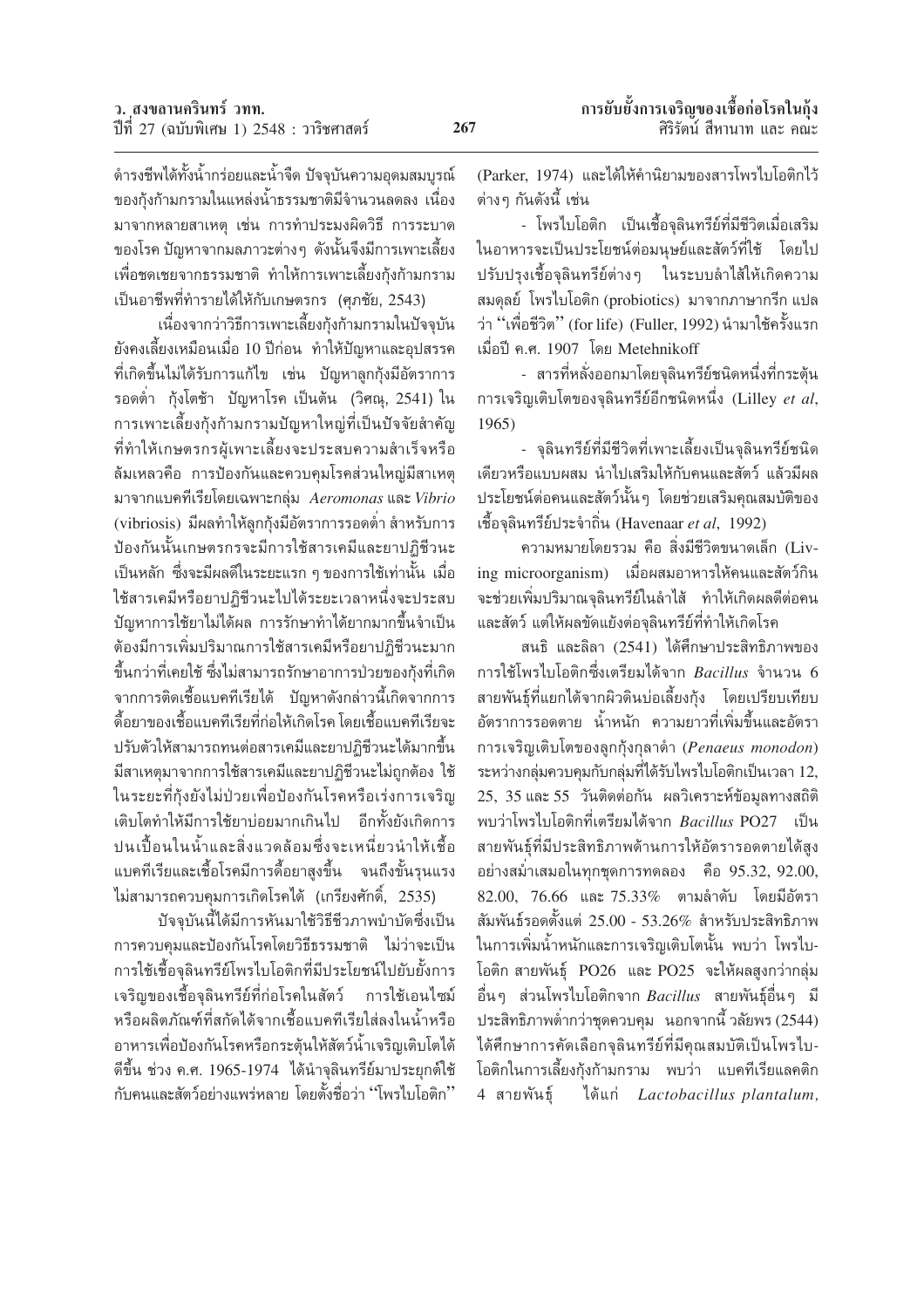ดำรงชีพได้ทั้งน้ำกร่อยและน้ำจืด ปัจจุบันความอุดมสมบูรณ์ของกุ้งก้ามกรามในแหล่งน้ำธรรมชาติมีจำนวนลดลง เนื่องมาจากหลายสาเหตุ เช่น การทำประมงผิดวิธี การระบาดของโรค ปัญหาจากมลภาวะต่างๆ ดังนั้นจึงมีการเพาะเลี้ยงเพื่อชดเชยจากธรรมชาติ ทำให้การเพาะเลี้ยงกุ้งก้ามกรามเป็นอาชีพที่ทำรายได้ให้กับเกษตรกร (ศุภชัย, 2543)

เนื่องจากว่าวิธีการเพาะเลี้ยงกุ้งก้ามกรามในปัจจุบันยังคงเลี้ยงเหมือนเมื่อ 10 ปีก่อน ทำให้ปัญหาและอุปสรรคที่เกิดขึ้นไม่ได้รับการแก้ไข เช่น ปัญหาลูกกุ้งมีอัตราการรอดต่ำ กุ้งโตช้า ปัญหาโรค เป็นต้น (วิศณุ, 2541) ในการเพาะเลี้ยงกุ้งก้ามกรามปัญหาใหญ่ที่เป็นปัจจัยสำคัญที่ทำให้เกษตรกรผู้เพาะเลี้ยงจะประสบความสำเร็จหรือล้มเหลวคือ การป้องกันและควบคุมโรคส่วนใหญ่มีสาเหตุมาจากแบคทีเรียโดยเฉพาะกลุ่ม *Aeromonas* และ *Vibrio* (vibriosis) มีผลทำให้ลูกกุ้งมีอัตราการรอดต่ำ สำหรับการป้องกันนั้นเกษตรกรจะมีการใช้สารเคมีและยาปฏิชีวนะเป็นหลัก ซึ่งจะมีผลดีในระยะแรก ๆ ของการใช้เท่านั้น เมื่อใช้สารเคมีหรือยาปฏิชีวนะไปได้ระยะเวลาหนึ่งจะประสบปัญหาการใช้ยาไม่ได้ผล การรักษาทำได้ยากมากขึ้นจำเป็นต้องมีการเพิ่มปริมาณการใช้สารเคมีหรือยาปฏิชีวนะมากขึ้นกว่าที่เคยใช้ ซึ่งไม่สามารถรักษาอาการป่วยของกุ้งที่เกิดจากการติดเชื้อแบคทีเรียได้ ปัญหาดังกล่าวนี้เกิดจากการดื้อยาของเชื้อแบคทีเรียที่ก่อให้เกิดโรค โดยเชื้อแบคทีเรียจะปรับตัวให้สามารถทนต่อสารเคมีและยาปฏิชีวนะได้มากขึ้นมีสาเหตุมาจากการใช้สารเคมีและยาปฏิชีวนะไม่ถูกต้อง ใช้ในระยะที่กุ้งยังไม่ป่วยเพื่อป้องกันโรคหรือเร่งการเจริญเติบโตทำให้มีการใช้ยาบ่อยมากเกินไป อีกทั้งยังเกิดการปนเปื้อนในน้ำและสิ่งแวดล้อมซึ่งจะเหนี่ยวนำให้เชื้อแบคทีเรียและเชื้อโรคมีการดื้อยาสูงขึ้น จนถึงขั้นรุนแรงไม่สามารถควบคุมการเกิดโรคได้ (เกรียงศักดิ์, 2535)

ปัจจุบันนี้ได้มีการหันมาใช้วิธีชีวภาพบำบัดซึ่งเป็นการควบคุมและป้องกันโรคโดยวิธีธรรมชาติ ไม่ว่าจะเป็นการใช้เชื้อจุลินทรีย์โพรไบโอติกที่มีประโยชน์ไปยับยั้งการเจริญของเชื้อจุลินทรีย์ที่ก่อโรคในสัตว์ การใช้เอนไซม์หรือผลิตภัณฑ์ที่สกัดได้จากเชื้อแบคทีเรียใส่ลงในน้ำหรืออาหารเพื่อป้องกันโรคหรือกระตุ้นให้สัตว์น้ำเจริญเติบโตได้ดีขึ้น ช่วง ค.ศ. 1965-1974 ได้นำจุลินทรีย์มาประยุกต์ใช้กับคนและสัตว์อย่างแพร่หลาย โดยตั้งชื่อว่า "โพรไบโอติก" (Parker, 1974) และได้ให้คำนิยามของสารโพรไบโอติกไว้ต่างๆ กันดังนี้ เช่น

- โพรไบโอติก เป็นเชื้อจุลินทรีย์ที่มีชีวิตเมื่อเสริมในอาหารจะเป็นประโยชน์ต่อมนุษย์และสัตว์ที่ใช้ โดยไปปรับปรุงเชื้อจุลินทรีย์ต่างๆ ในระบบลำไส้ให้เกิดความสมดุลย์ โพรไบโอติก (probiotics) มาจากภาษากรีก แปลว่า "เพื่อชีวิต" (for life) (Fuller, 1992) นำมาใช้ครั้งแรกเมื่อปี ค.ศ. 1907 โดย Metehnikoff
- สารที่หลั่งออกมาโดยจุลินทรีย์ชนิดหนึ่งที่กระตุ้นการเจริญเติบโตของจุลินทรีย์อีกชนิดหนึ่ง (Lilley *et al*, 1965)
- จุลินทรีย์ที่มีชีวิตที่เพาะเลี้ยงเป็นจุลินทรีย์ชนิดเดียวหรือแบบผสม นำไปเสริมให้กับคนและสัตว์ แล้วมีผลประโยชน์ต่อคนและสัตว์นั้นๆ โดยช่วยเสริมคุณสมบัติของเชื้อจุลินทรีย์ประจำถิ่น (Havenaar *et al*, 1992)

ความหมายโดยรวม คือ สิ่งมีชีวิตขนาดเล็ก (Living microorganism) เมื่อผสมอาหารให้คนและสัตว์กินจะช่วยเพิ่มปริมาณจุลินทรีย์ในลำไส้ ทำให้เกิดผลดีต่อคนและสัตว์ แต่ให้ผลขัดแย้งต่อจุลินทรีย์ที่ทำให้เกิดโรค

สนธิ และลิลา (2541) ได้ศึกษาประสิทธิภาพของการใช้โพรไบโอติกซึ่งเตรียมได้จาก *Bacillus* จำนวน 6 สายพันธุ์ที่แยกได้จากผิวดินบ่อเลี้ยงกุ้ง โดยเปรียบเทียบอัตราการรอดตาย น้ำหนัก ความยาวที่เพิ่มขึ้นและอัตราการเจริญเติบโตของลูกกุ้งกุลาดำ (*Penaeus monodon*) ระหว่างกลุ่มควบคุมกับกลุ่มที่ได้รับโพรไบโอติกเป็นเวลา 12, 25, 35 และ 55 วันติดต่อกัน ผลวิเคราะห์ข้อมูลทางสถิติพบว่าโพรไบโอติกที่เตรียมได้จาก *Bacillus* PO27 เป็นสายพันธุ์ที่มีประสิทธิภาพด้านการให้อัตรารอดตายได้สูงอย่างสม่ำเสมอในทุกชุดการทดลอง คือ 95.32, 92.00, 82.00, 76.66 และ 75.33% ตามลำดับ โดยมีอัตราสัมพันธ์รอดตั้งแต่ 25.00 - 53.26% สำหรับประสิทธิภาพในการเพิ่มน้ำหนักและการเจริญเติบโตนั้น พบว่า โพรไบโอติก สายพันธุ์ PO26 และ PO25 จะให้ผลสูงกว่ากลุ่มอื่นๆ ส่วนโพรไบโอติกจาก *Bacillus* สายพันธุ์อื่นๆ มีประสิทธิภาพต่ำกว่าชุดควบคุม นอกจากนี้ วลัยพร (2544) ได้ศึกษาการคัดเลือกจุลินทรีย์ที่มีคุณสมบัติเป็นโพรไบโอติกในการเลี้ยงกุ้งก้ามกราม พบว่า แบคทีเรียแลคติก 4 สายพันธุ์ ได้แก่ *Lactobacillus plantalum*,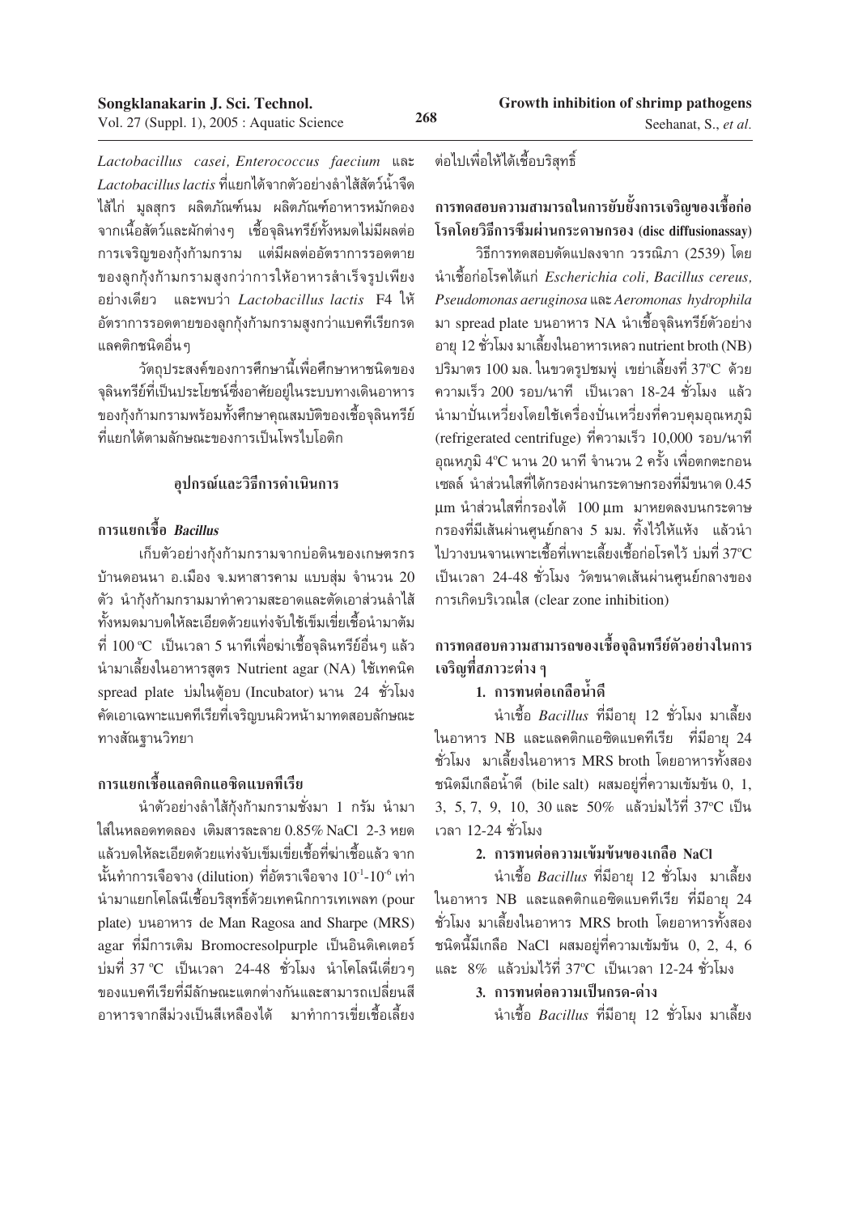*Lactobacillus casei*, *Enterococcus faecium* และ *Lactobacillus lactis* ที่แยกได้จากตัวอย่างลำไส้สัตว์น้ำจืด ไส้ไก่ มูลสุกร ผลิตภัณฑ์นม ผลิตภัณฑ์อาหารหมักดองจากเนื้อสัตว์และผักต่างๆ เชื้อจุลินทรีย์ทั้งหมดไม่มีผลต่อการเจริญของกุ้งก้ามกราม แต่มีผลต่ออัตราการรอดตายของลูกกุ้งก้ามกรามสูงกว่าการให้อาหารสำเร็จรูปเพียงอย่างเดียว และพบว่า *Lactobacillus lactis* F4 ให้อัตราการรอดตายของลูกกุ้งก้ามกรามสูงกว่าแบคทีเรียกรดแลคติกชนิดอื่นๆ

วัตถุประสงค์ของการศึกษานี้เพื่อศึกษาหาชนิดของจุลินทรีย์ที่เป็นประโยชน์ซึ่งอาศัยอยู่ในระบบทางเดินอาหารของกุ้งก้ามกรามพร้อมทั้งศึกษาคุณสมบัติของเชื้อจุลินทรีย์ที่แยกได้ตามลักษณะของการเป็นโพรไบโอติก

## อุปกรณ์และวิธีการดำเนินการ

### การแยกเชื้อ *Bacillus*

เก็บตัวอย่างกุ้งก้ามกรามจากบ่อดินของเกษตรกรบ้านดอนนา อ.เมือง จ.มหาสารคาม แบบสุ่ม จำนวน 20 ตัว นำกุ้งก้ามกรามมาทำความสะอาดและตัดเอาส่วนลำไส้ทั้งหมดมาบดให้ละเอียดด้วยแท่งจับใช้เข็มเขี่ยเชื้อนำมาต้มที่ 100 °C เป็นเวลา 5 นาทีเพื่อฆ่าเชื้อจุลินทรีย์อื่นๆ แล้วนำมาเลี้ยงในอาหารสูตร Nutrient agar (NA) ใช้เทคนิค spread plate บ่มในตู้อบ (Incubator) นาน 24 ชั่วโมง คัดเอาเฉพาะแบคทีเรียที่เจริญบนผิวหน้ามาทดสอบลักษณะทางสัณฐานวิทยา

### การแยกเชื้อแลคติกแอซิดแบคทีเรีย

นำตัวอย่างลำไส้กุ้งก้ามกรามชั่งมา 1 กรัม นำมาใส่ในหลอดทดลอง เติมสารละลาย 0.85% NaCl 2-3 หยด แล้วบดให้ละเอียดด้วยแท่งจับเข็มเขี่ยเชื้อที่ฆ่าเชื้อแล้ว จากนั้นทำการเจือจาง (dilution) ที่อัตราเจือจาง $10^{-1}$-$10^{-6}$ เท่า นำมาแยกโคโลนีเชื้อบริสุทธิ์ด้วยเทคนิกการเทเพลท (pour plate) บนอาหาร de Man Ragosa and Sharpe (MRS) agar ที่มีการเติม Bromocresolpurple เป็นอินดิเคเตอร์ บ่มที่ 37 °C เป็นเวลา 24-48 ชั่วโมง นำโคโลนีเดี่ยวๆ ของแบคทีเรียที่มีลักษณะแตกต่างกันและสามารถเปลี่ยนสีอาหารจากสีม่วงเป็นสีเหลืองได้ มาทำการเขี่ยเชื้อเลี้ยงต่อไปเพื่อให้ได้เชื้อบริสุทธิ์

### การทดสอบความสามารถในการยับยั้งการเจริญของเชื้อก่อโรคโดยวิธีการซึมผ่านกระดาษกรอง (disc diffusionassay)

วิธีการทดสอบดัดแปลงจาก วรรณิภา (2539) โดยนำเชื้อก่อโรคได้แก่ *Escherichia coli*, *Bacillus cereus*, *Pseudomonas aeruginosa* และ *Aeromonas hydrophila* มา spread plate บนอาหาร NA นำเชื้อจุลินทรีย์ตัวอย่างอายุ 12 ชั่วโมง มาเลี้ยงในอาหารเหลว nutrient broth (NB) ปริมาตร 100 มล. ในขวดรูปชมพู่ เขย่าเลี้ยงที่ 37°C ด้วยความเร็ว 200 รอบ/นาที เป็นเวลา 18-24 ชั่วโมง แล้วนำมาปั่นเหวี่ยงโดยใช้เครื่องปั่นเหวี่ยงที่ควบคุมอุณหภูมิ (refrigerated centrifuge) ที่ความเร็ว 10,000 รอบ/นาที อุณหภูมิ 4°C นาน 20 นาที จำนวน 2 ครั้ง เพื่อตกตะกอนเซลล์ นำส่วนใสที่ได้กรองผ่านกระดาษกรองที่มีขนาด 0.45 µm นำส่วนใสที่กรองได้ 100 µm มาหยดลงบนกระดาษกรองที่มีเส้นผ่านศูนย์กลาง 5 มม. ทิ้งไว้ให้แห้ง แล้วนำไปวางบนจานเพาะเชื้อที่เพาะเลี้ยงเชื้อก่อโรคไว้ บ่มที่ 37°C เป็นเวลา 24-48 ชั่วโมง วัดขนาดเส้นผ่านศูนย์กลางของการเกิดบริเวณใส (clear zone inhibition)

### การทดสอบความสามารถของเชื้อจุลินทรีย์ตัวอย่างในการเจริญที่สภาวะต่าง ๆ

**1. การทนต่อเกลือน้ำดี**

นำเชื้อ *Bacillus* ที่มีอายุ 12 ชั่วโมง มาเลี้ยงในอาหาร NB และแลคติกแอซิดแบคทีเรีย ที่มีอายุ 24 ชั่วโมง มาเลี้ยงในอาหาร MRS broth โดยอาหารทั้งสองชนิดมีเกลือน้ำดี (bile salt) ผสมอยู่ที่ความเข้มข้น 0, 1, 3, 5, 7, 9, 10, 30 และ 50% แล้วบ่มไว้ที่ 37°C เป็นเวลา 12-24 ชั่วโมง

**2. การทนต่อความเข้มข้นของเกลือ NaCl**

นำเชื้อ *Bacillus* ที่มีอายุ 12 ชั่วโมง มาเลี้ยงในอาหาร NB และแลคติกแอซิดแบคทีเรีย ที่มีอายุ 24 ชั่วโมง มาเลี้ยงในอาหาร MRS broth โดยอาหารทั้งสองชนิดนี้มีเกลือ NaCl ผสมอยู่ที่ความเข้มข้น 0, 2, 4, 6 และ 8% แล้วบ่มไว้ที่ 37°C เป็นเวลา 12-24 ชั่วโมง

**3. การทนต่อความเป็นกรด-ด่าง**

นำเชื้อ *Bacillus* ที่มีอายุ 12 ชั่วโมง มาเลี้ยง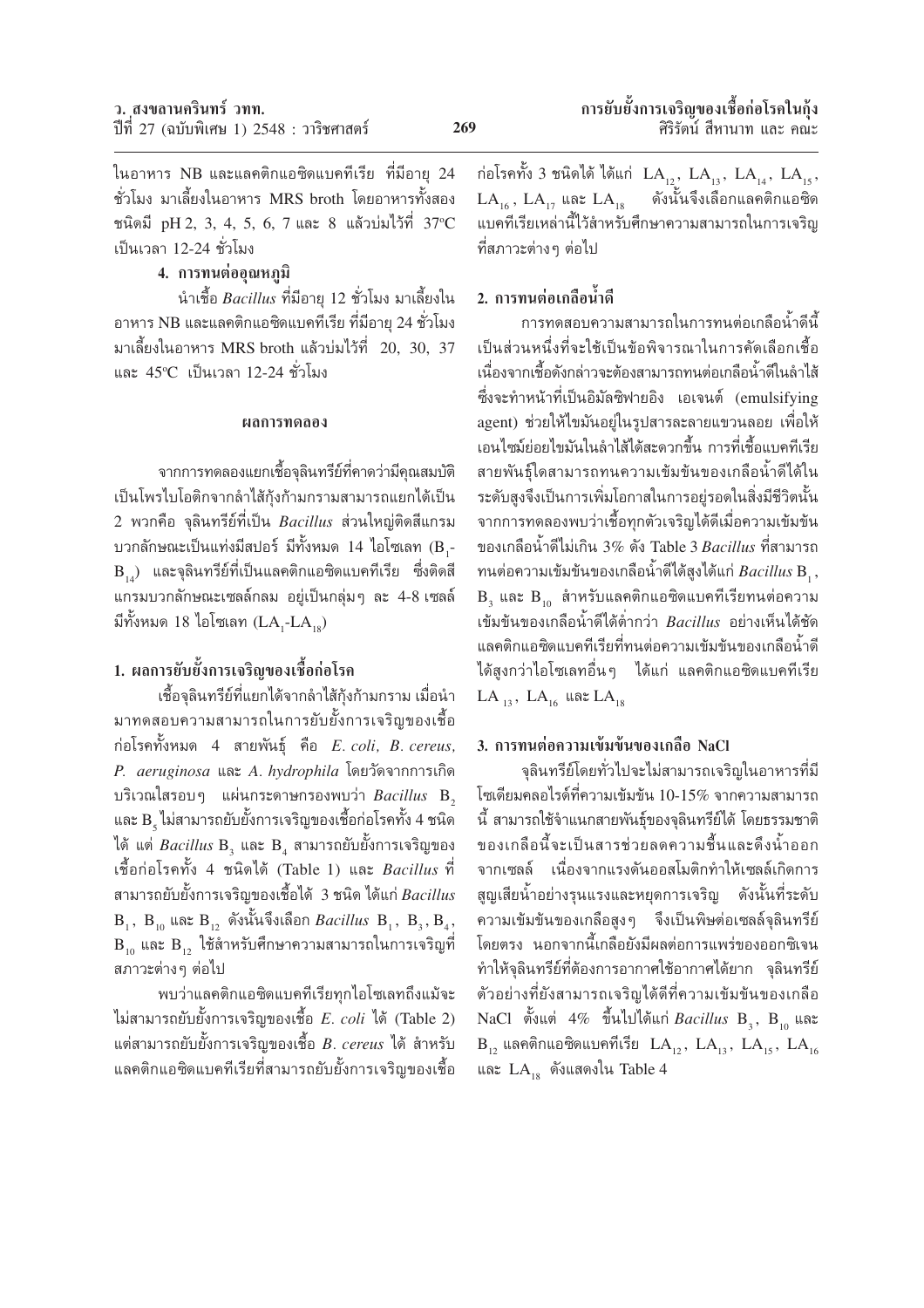ในอาหาร NB และแลคติกแอซิดแบคทีเรีย ที่มีอายุ 24 ชั่วโมง มาเลี้ยงในอาหาร MRS broth โดยอาหารทั้งสองชนิดมี pH 2, 3, 4, 5, 6, 7 และ 8 แล้วบ่มไว้ที่ 37°C เป็นเวลา 12-24 ชั่วโมง

**4. การทนต่ออุณหภูมิ**

นำเชื้อ *Bacillus* ที่มีอายุ 12 ชั่วโมง มาเลี้ยงในอาหาร NB และแลคติกแอซิดแบคทีเรีย ที่มีอายุ 24 ชั่วโมง มาเลี้ยงในอาหาร MRS broth แล้วบ่มไว้ที่ 20, 30, 37 และ 45°C เป็นเวลา 12-24 ชั่วโมง

## ผลการทดลอง

จากการทดลองแยกเชื้อจุลินทรีย์ที่คาดว่ามีคุณสมบัติเป็นโพรไบโอติกจากลำไส้กุ้งก้ามกรามสามารถแยกได้เป็น 2 พวกคือ จุลินทรีย์ที่เป็น *Bacillus* ส่วนใหญ่ติดสีแกรมบวกลักษณะเป็นแท่งมีสปอร์ มีทั้งหมด 14 ไอโซเลท ($B_1$-$B_{14}$) และจุลินทรีย์ที่เป็นแลคติกแอซิดแบคทีเรีย ซึ่งติดสีแกรมบวกลักษณะเซลล์กลม อยู่เป็นกลุ่มๆ ละ 4-8 เซลล์ มีทั้งหมด 18 ไอโซเลท ($LA_1$-$LA_{18}$)

### 1. ผลการยับยั้งการเจริญของเชื้อก่อโรค

เชื้อจุลินทรีย์ที่แยกได้จากลำไส้กุ้งก้ามกราม เมื่อนำมาทดสอบความสามารถในการยับยั้งการเจริญของเชื้อก่อโรคทั้งหมด 4 สายพันธุ์ คือ *E. coli*, *B. cereus*, *P. aeruginosa* และ *A. hydrophila* โดยวัดจากการเกิดบริเวณใสรอบๆ แผ่นกระดาษกรองพบว่า *Bacillus* $B_2$ และ $B_5$ ไม่สามารถยับยั้งการเจริญของเชื้อก่อโรคทั้ง 4 ชนิดได้ แต่ *Bacillus* $B_3$ และ $B_4$ สามารถยับยั้งการเจริญของเชื้อก่อโรคทั้ง 4 ชนิดได้ (Table 1) และ *Bacillus* ที่สามารถยับยั้งการเจริญของเชื้อได้ 3 ชนิด ได้แก่ *Bacillus* $B_1$, $B_{10}$ และ $B_{12}$ ดังนั้นจึงเลือก *Bacillus* $B_1$, $B_3$, $B_4$, $B_{10}$ และ $B_{12}$ ใช้สำหรับศึกษาความสามารถในการเจริญที่สภาวะต่างๆ ต่อไป

พบว่าแลคติกแอซิดแบคทีเรียทุกไอโซเลทถึงแม้จะไม่สามารถยับยั้งการเจริญของเชื้อ *E. coli* ได้ (Table 2) แต่สามารถยับยั้งการเจริญของเชื้อ *B. cereus* ได้ สำหรับแลคติกแอซิดแบคทีเรียที่สามารถยับยั้งการเจริญของเชื้อก่อโรคทั้ง 3 ชนิดได้ ได้แก่ $LA_{12}$, $LA_{13}$, $LA_{14}$, $LA_{15}$, $LA_{16}$, $LA_{17}$ และ $LA_{18}$ ดังนั้นจึงเลือกแลคติกแอซิดแบคทีเรียเหล่านี้ไว้สำหรับศึกษาความสามารถในการเจริญที่สภาวะต่างๆ ต่อไป

### 2. การทนต่อเกลือน้ำดี

การทดสอบความสามารถในการทนต่อเกลือน้ำดีนี้เป็นส่วนหนึ่งที่จะใช้เป็นข้อพิจารณาในการคัดเลือกเชื้อ เนื่องจากเชื้อดังกล่าวจะต้องสามารถทนต่อเกลือน้ำดีในลำไส้ ซึ่งจะทำหน้าที่เป็นอิมัลซิฟายอิง เอเจนต์ (emulsifying agent) ช่วยให้ไขมันอยู่ในรูปสารละลายแขวนลอย เพื่อให้เอนไซม์ย่อยไขมันในลำไส้ได้สะดวกขึ้น การที่เชื้อแบคทีเรียสายพันธุ์ใดสามารถทนความเข้มข้นของเกลือน้ำดีได้ในระดับสูงจึงเป็นการเพิ่มโอกาสในการอยู่รอดในสิ่งมีชีวิตนั้น จากการทดลองพบว่าเชื้อทุกตัวเจริญได้ดีเมื่อความเข้มข้นของเกลือน้ำดีไม่เกิน 3% ดัง Table 3 *Bacillus* ที่สามารถทนต่อความเข้มข้นของเกลือน้ำดีได้สูงได้แก่ *Bacillus* $B_1$, $B_3$ และ $B_{10}$ สำหรับแลคติกแอซิดแบคทีเรียทนต่อความเข้มข้นของเกลือน้ำดีได้ต่ำกว่า *Bacillus* อย่างเห็นได้ชัด แลคติกแอซิดแบคทีเรียที่ทนต่อความเข้มข้นของเกลือน้ำดีได้สูงกว่าไอโซเลทอื่นๆ ได้แก่ แลคติกแอซิดแบคทีเรีย $LA_{13}$, $LA_{16}$ และ $LA_{18}$

### 3. การทนต่อความเข้มข้นของเกลือ NaCl

จุลินทรีย์โดยทั่วไปจะไม่สามารถเจริญในอาหารที่มีโซเดียมคลอไรด์ที่ความเข้มข้น 10-15% จากความสามารถนี้ สามารถใช้จำแนกสายพันธุ์ของจุลินทรีย์ได้ โดยธรรมชาติของเกลือนี้จะเป็นสารช่วยลดความชื้นและดึงน้ำออกจากเซลล์ เนื่องจากแรงดันออสโมติกทำให้เซลล์เกิดการสูญเสียน้ำอย่างรุนแรงและหยุดการเจริญ ดังนั้นที่ระดับความเข้มข้นของเกลือสูงๆ จึงเป็นพิษต่อเซลล์จุลินทรีย์โดยตรง นอกจากนี้เกลือยังมีผลต่อการแพร่ของออกซิเจน ทำให้จุลินทรีย์ที่ต้องการอากาศใช้อากาศได้ยาก จุลินทรีย์ตัวอย่างที่ยังสามารถเจริญได้ดีที่ความเข้มข้นของเกลือ NaCl ตั้งแต่ 4% ขึ้นไปได้แก่ *Bacillus* $B_3$, $B_{10}$ และ $B_{12}$ แลคติกแอซิดแบคทีเรีย $LA_{12}$, $LA_{13}$, $LA_{15}$, $LA_{16}$ และ $LA_{18}$ ดังแสดงใน Table 4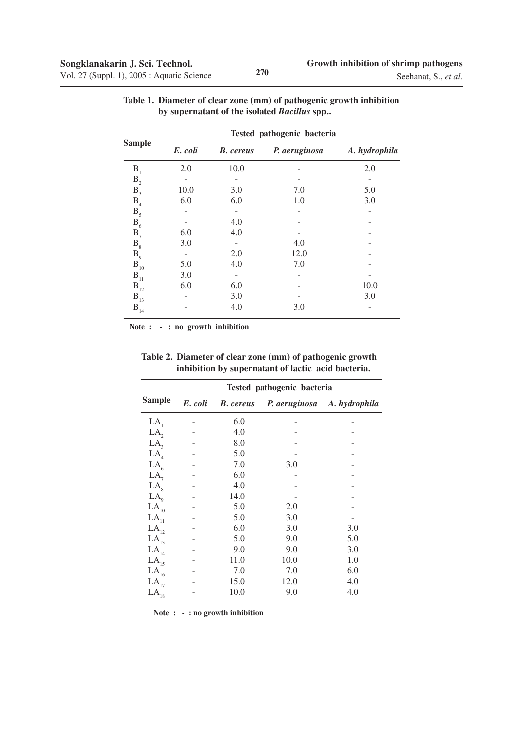**Table 1. Diameter of clear zone (mm) of pathogenic growth inhibition by supernatant of the isolated *Bacillus* spp..**

| Sample | Tested pathogenic bacteria | | | |
|---|---|---|---|---|
| | *E. coli* | *B. cereus* | *P. aeruginosa* | *A. hydrophila* |
| $B_1$ | 2.0 | 10.0 | - | 2.0 |
| $B_2$ | - | - | - | - |
| $B_3$ | 10.0 | 3.0 | 7.0 | 5.0 |
| $B_4$ | 6.0 | 6.0 | 1.0 | 3.0 |
| $B_5$ | - | - | - | - |
| $B_6$ | - | 4.0 | - | - |
| $B_7$ | 6.0 | 4.0 | - | - |
| $B_8$ | 3.0 | - | 4.0 | - |
| $B_9$ | - | 2.0 | 12.0 | - |
| $B_{10}$ | 5.0 | 4.0 | 7.0 | - |
| $B_{11}$ | 3.0 | - | - | - |
| $B_{12}$ | 6.0 | 6.0 | - | 10.0 |
| $B_{13}$ | - | 3.0 | - | 3.0 |
| $B_{14}$ | - | 4.0 | 3.0 | - |

**Note : - : no growth inhibition**

**Table 2. Diameter of clear zone (mm) of pathogenic growth inhibition by supernatant of lactic acid bacteria.**

| Sample | Tested pathogenic bacteria | | | |
|---|---|---|---|---|
| | *E. coli* | *B. cereus* | *P. aeruginosa* | *A. hydrophila* |
| $LA_1$ | - | 6.0 | - | - |
| $LA_2$ | - | 4.0 | - | - |
| $LA_3$ | - | 8.0 | - | - |
| $LA_4$ | - | 5.0 | - | - |
| $LA_6$ | - | 7.0 | 3.0 | - |
| $LA_7$ | - | 6.0 | - | - |
| $LA_8$ | - | 4.0 | - | - |
| $LA_9$ | - | 14.0 | - | - |
| $LA_{10}$ | - | 5.0 | 2.0 | - |
| $LA_{11}$ | - | 5.0 | 3.0 | - |
| $LA_{12}$ | - | 6.0 | 3.0 | 3.0 |
| $LA_{13}$ | - | 5.0 | 9.0 | 5.0 |
| $LA_{14}$ | - | 9.0 | 9.0 | 3.0 |
| $LA_{15}$ | - | 11.0 | 10.0 | 1.0 |
| $LA_{16}$ | - | 7.0 | 7.0 | 6.0 |
| $LA_{17}$ | - | 15.0 | 12.0 | 4.0 |
| $LA_{18}$ | - | 10.0 | 9.0 | 4.0 |

**Note : - : no growth inhibition**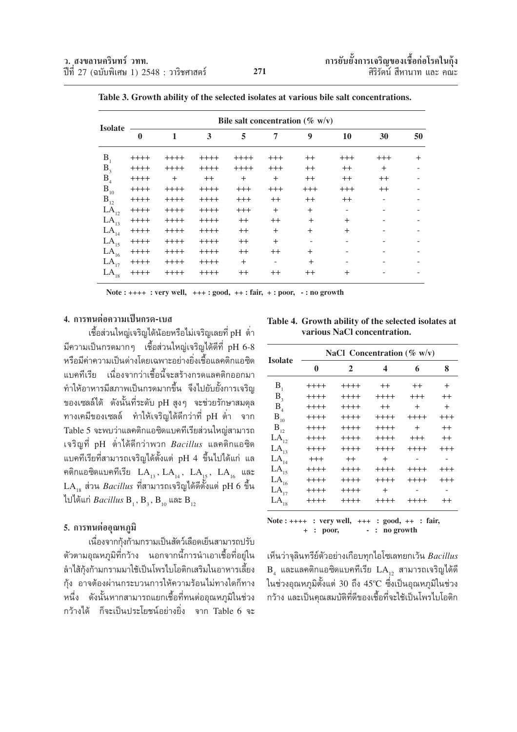**Table 3. Growth ability of the selected isolates at various bile salt concentrations.**

| Isolate | Bile salt concentration (% w/v) | | | | | | | | |
|---|---|---|---|---|---|---|---|---|---|
| | 0 | 1 | 3 | 5 | 7 | 9 | 10 | 30 | 50 |
| $B_1$ | ++++ | ++++ | ++++ | ++++ | +++ | ++ | +++ | +++ | + |
| $B_3$ | ++++ | ++++ | ++++ | ++++ | +++ | ++ | ++ | + | - |
| $B_4$ | ++++ | + | ++ | + | + | ++ | ++ | ++ | - |
| $B_{10}$ | ++++ | ++++ | ++++ | +++ | +++ | +++ | +++ | ++ | - |
| $B_{12}$ | ++++ | ++++ | ++++ | +++ | ++ | ++ | ++ | - | - |
| $LA_{12}$ | ++++ | ++++ | ++++ | +++ | + | + | - | - | - |
| $LA_{13}$ | ++++ | ++++ | ++++ | ++ | ++ | + | + | - | - |
| $LA_{14}$ | ++++ | ++++ | ++++ | ++ | + | + | + | - | - |
| $LA_{15}$ | ++++ | ++++ | ++++ | ++ | + | - | - | - | - |
| $LA_{16}$ | ++++ | ++++ | ++++ | ++ | ++ | + | - | - | - |
| $LA_{17}$ | ++++ | ++++ | ++++ | + | - | + | - | - | - |
| $LA_{18}$ | ++++ | ++++ | ++++ | ++ | ++ | ++ | + | - | - |

**Note : ++++ : very well, +++ : good, ++ : fair, + : poor, - : no growth**

### 4. การทนต่อความเป็นกรด-เบส

เชื้อส่วนใหญ่เจริญได้น้อยหรือไม่เจริญเลยที่ pH ต่ำมีความเป็นกรดมากๆ เชื้อส่วนใหญ่เจริญได้ดีที่ pH 6-8 หรือมีค่าความเป็นด่างโดยเฉพาะอย่างยิ่งเชื้อแลคติกแอซิดแบคทีเรีย เนื่องจากว่าเชื้อนี้จะสร้างกรดแลคติกออกมา ทำให้อาหารมีสภาพเป็นกรดมากขึ้น จึงไปยับยั้งการเจริญของเซลล์ได้ ดังนั้นที่ระดับ pH สูงๆ จะช่วยรักษาสมดุลทางเคมีของเซลล์ ทำให้เจริญได้ดีกว่าที่ pH ต่ำ จาก Table 5 จะพบว่าแลคติกแอซิดแบคทีเรียส่วนใหญ่สามารถเจริญที่ pH ต่ำได้ดีกว่าพวก *Bacillus* แลคติกแอซิดแบคทีเรียที่สามารถเจริญได้ตั้งแต่ pH 4 ขึ้นไปได้แก่ แลคติกแอซิดแบคทีเรีย $LA_{13}$, $LA_{14}$, $LA_{15}$, $LA_{16}$ และ $LA_{18}$ ส่วน *Bacillus* ที่สามารถเจริญได้ดีตั้งแต่ pH 6 ขึ้นไปได้แก่ *Bacillus* $B_1$, $B_3$, $B_{10}$ และ $B_{12}$

### 5. การทนต่ออุณหภูมิ

เนื่องจากกุ้งก้ามกรามเป็นสัตว์เลือดเย็นสามารถปรับตัวตามอุณหภูมิที่กว้าง นอกจากนี้การนำเอาเชื้อที่อยู่ในลำไส้กุ้งก้ามกรามมาใช้เป็นโพรไบโอติกเสริมในอาหารเลี้ยงกุ้ง อาจต้องผ่านกระบวนการให้ความร้อนไม่ทางใดก็ทางหนึ่ง ดังนั้นหากสามารถแยกเชื้อที่ทนต่ออุณหภูมิในช่วงกว้างได้ ก็จะเป็นประโยชน์อย่างยิ่ง จาก Table 6 จะเห็นว่าจุลินทรีย์ตัวอย่างเกือบทุกไอโซเลทยกเว้น *Bacillus* $B_4$ และแลคติกแอซิดแบคทีเรีย $LA_{12}$ สามารถเจริญได้ดีในช่วงอุณหภูมิตั้งแต่ 30 ถึง 45ºC ซึ่งเป็นอุณหภูมิในช่วงกว้าง และเป็นคุณสมบัติที่ดีของเชื้อที่จะใช้เป็นโพรไบโอติก

**Table 4. Growth ability of the selected isolates at various NaCl concentration.**

| Isolate | NaCl Concentration (% w/v) | | | | |
|---|---|---|---|---|---|
| | 0 | 2 | 4 | 6 | 8 |
| $B_1$ | ++++ | ++++ | ++ | ++ | + |
| $B_3$ | ++++ | ++++ | ++++ | +++ | ++ |
| $B_4$ | ++++ | ++++ | ++ | + | + |
| $B_{10}$ | ++++ | ++++ | ++++ | ++++ | +++ |
| $B_{12}$ | ++++ | ++++ | ++++ | + | ++ |
| $LA_{12}$ | ++++ | ++++ | ++++ | +++ | ++ |
| $LA_{13}$ | ++++ | ++++ | ++++ | ++++ | +++ |
| $LA_{14}$ | +++ | ++ | + | - | - |
| $LA_{15}$ | ++++ | ++++ | ++++ | ++++ | +++ |
| $LA_{16}$ | ++++ | ++++ | ++++ | ++++ | +++ |
| $LA_{17}$ | ++++ | ++++ | + | - | - |
| $LA_{18}$ | ++++ | ++++ | ++++ | ++++ | ++ |

**Note : ++++ : very well, +++ : good, ++ : fair, + : poor, - : no growth**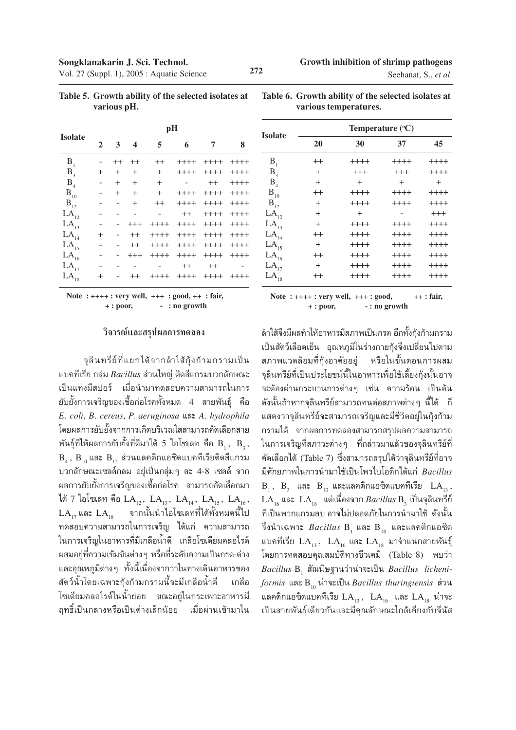**Table 5. Growth ability of the selected isolates at various pH.**

| Isolate | pH | | | | | | |
|---|---|---|---|---|---|---|---|
| | 2 | 3 | 4 | 5 | 6 | 7 | 8 |
| $B_1$ | - | ++ | ++ | ++ | ++++ | ++++ | ++++ |
| $B_3$ | + | + | + | + | ++++ | ++++ | ++++ |
| $B_4$ | - | + | + | + | - | ++ | ++++ |
| $B_{10}$ | - | + | + | + | ++++ | ++++ | ++++ |
| $B_{12}$ | - | - | + | ++ | ++++ | ++++ | ++++ |
| $LA_{12}$ | - | - | - | - | ++ | ++++ | ++++ |
| $LA_{13}$ | - | - | +++ | ++++ | ++++ | ++++ | ++++ |
| $LA_{14}$ | + | - | ++ | ++++ | ++++ | ++++ | ++++ |
| $LA_{15}$ | - | - | ++ | ++++ | ++++ | ++++ | ++++ |
| $LA_{16}$ | - | - | +++ | ++++ | ++++ | ++++ | ++++ |
| $LA_{17}$ | - | - | - | - | ++ | ++ | - |
| $LA_{18}$ | + | - | ++ | ++++ | ++++ | ++++ | ++++ |

Note : ++++ : very well, +++ : good, ++ : fair, + : poor, - : no growth

**Table 6. Growth ability of the selected isolates at various temperatures.**

| Isolate | Temperature (°C) | | | |
|---|---|---|---|---|
| | 20 | 30 | 37 | 45 |
| $B_1$ | ++ | ++++ | ++++ | ++++ |
| $B_3$ | + | +++ | +++ | ++++ |
| $B_4$ | + | + | + | + |
| $B_{10}$ | ++ | ++++ | ++++ | ++++ |
| $B_{12}$ | + | ++++ | ++++ | ++++ |
| $LA_{12}$ | + | + | - | +++ |
| $LA_{13}$ | + | ++++ | ++++ | ++++ |
| $LA_{14}$ | ++ | ++++ | ++++ | ++++ |
| $LA_{15}$ | + | ++++ | ++++ | ++++ |
| $LA_{16}$ | ++ | ++++ | ++++ | ++++ |
| $LA_{17}$ | + | ++++ | ++++ | ++++ |
| $LA_{18}$ | ++ | ++++ | ++++ | ++++ |

Note : ++++ : very well, +++ : good, ++ : fair, + : poor, - : no growth

## วิจารณ์และสรุปผลการทดลอง

จุลินทรีย์ที่แยกได้จากลำไส้กุ้งก้ามกรามเป็นแบคทีเรีย กลุ่ม *Bacillus* ส่วนใหญ่ ติดสีแกรมบวกลักษณะเป็นแท่งมีสปอร์ เมื่อนำมาทดสอบความสามารถในการยับยั้งการเจริญของเชื้อก่อโรคทั้งหมด 4 สายพันธุ์ คือ *E. coli, B. cereus, P. aeruginosa* และ *A. hydrophila* โดยผลการยับยั้งจากการเกิดบริเวณใสสามารถคัดเลือกสายพันธุ์ที่ให้ผลการยับยั้งที่ดีมาได้ 5 ไอโซเลท คือ $B_1$, $B_3$, $B_4$, $B_{10}$ และ $B_{12}$ ส่วนแลคติกแอซิดแบคทีเรียติดสีแกรมบวกลักษณะเซลล์กลม อยู่เป็นกลุ่มๆ ละ 4-8 เซลล์ จากผลการยับยั้งการเจริญของเชื้อก่อโรค สามารถคัดเลือกมาได้ 7 ไอโซเลท คือ $LA_{12}$, $LA_{13}$, $LA_{14}$, $LA_{15}$, $LA_{16}$, $LA_{17}$ และ $LA_{18}$ จากนั้นนำไอโซเลทที่ได้ทั้งหมดนี้ไปทดสอบความสามารถในการเจริญ ได้แก่ ความสามารถในการเจริญในอาหารที่มีเกลือน้ำดี เกลือโซเดียมคลอไรด์ผสมอยู่ที่ความเข้มข้นต่างๆ หรือที่ระดับความเป็นกรด-ด่าง และอุณหภูมิต่างๆ ทั้งนี้เนื่องจากว่าในทางเดินอาหารของสัตว์น้ำโดยเฉพาะกุ้งก้ามกรามนี้จะมีเกลือน้ำดี เกลือโซเดียมคลอไรด์ในน้ำย่อย ขณะอยู่ในกระเพาะอาหารมีฤทธิ์เป็นกลางหรือเป็นด่างเล็กน้อย เมื่อผ่านเข้ามาในลำไส้จึงมีผลทำให้อาหารมีสภาพเป็นกรด อีกทั้งกุ้งก้ามกรามเป็นสัตว์เลือดเย็น อุณหภูมิในร่างกายกุ้งจึงเปลี่ยนไปตามสภาพแวดล้อมที่กุ้งอาศัยอยู่ หรือในขั้นตอนการผสมจุลินทรีย์ที่เป็นประโยชน์นี้ในอาหารเพื่อใช้เลี้ยงกุ้งนั้นอาจจะต้องผ่านกระบวนการต่างๆ เช่น ความร้อน เป็นต้น ดังนั้นถ้าหากจุลินทรีย์สามารถทนต่อสภาพต่างๆ นี้ได้ ก็แสดงว่าจุลินทรีย์จะสามารถเจริญและมีชีวิตอยู่ในกุ้งก้ามกรามได้ จากผลการทดลองสามารถสรุปผลความสามารถในการเจริญที่สภาวะต่างๆ ที่กล่าวมาแล้วของจุลินทรีย์ที่คัดเลือกได้ (Table 7) ซึ่งสามารถสรุปได้ว่าจุลินทรีย์ที่อาจมีศักยภาพในการนำมาใช้เป็นโพรไบโอติกได้แก่ *Bacillus* $B_1$, $B_3$ และ $B_{10}$ และแลคติกแอซิดแบคทีเรีย $LA_{13}$, $LA_{16}$ และ $LA_{18}$ แต่เนื่องจาก *Bacillus* $B_3$ เป็นจุลินทรีย์ที่เป็นพวกแกรมลบ อาจไม่ปลอดภัยในการนำมาใช้ ดังนั้นจึงนำเฉพาะ *Bacillus* $B_1$ และ $B_{10}$ และแลคติกแอซิดแบคทีเรีย $LA_{13}$, $LA_{16}$ และ $LA_{18}$ มาจำแนกสายพันธุ์โดยการทดสอบคุณสมบัติทางชีวเคมี (Table 8) พบว่า *Bacillus* $B_1$ สันนิษฐานว่าน่าจะเป็น *Bacillus licheniformis* และ $B_{10}$ น่าจะเป็น *Bacillus thuringiensis* ส่วนแลคติกแอซิดแบคทีเรีย $LA_{13}$, $LA_{16}$ และ $LA_{18}$ น่าจะเป็นสายพันธุ์เดียวกันและมีคุณลักษณะใกล้เคียงกับจีนัส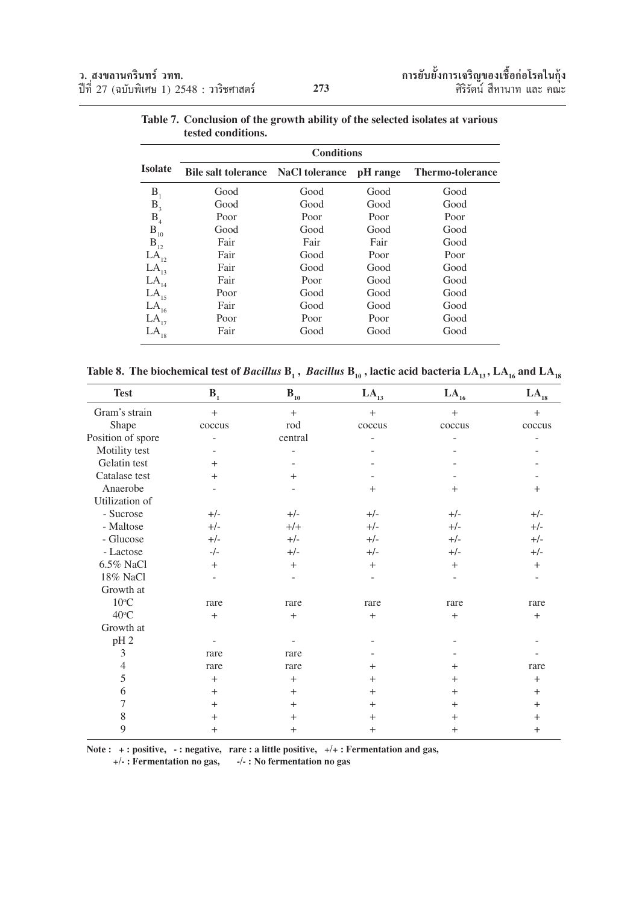**Table 7. Conclusion of the growth ability of the selected isolates at various tested conditions.**

| Isolate | Conditions | | | |
|---|---|---|---|---|
| | Bile salt tolerance | NaCl tolerance | pH range | Thermo-tolerance |
| $B_1$ | Good | Good | Good | Good |
| $B_3$ | Good | Good | Good | Good |
| $B_4$ | Poor | Poor | Poor | Poor |
| $B_{10}$ | Good | Good | Good | Good |
| $B_{12}$ | Fair | Fair | Fair | Good |
| $LA_{12}$ | Fair | Good | Poor | Poor |
| $LA_{13}$ | Fair | Good | Good | Good |
| $LA_{14}$ | Fair | Poor | Good | Good |
| $LA_{15}$ | Poor | Good | Good | Good |
| $LA_{16}$ | Fair | Good | Good | Good |
| $LA_{17}$ | Poor | Poor | Poor | Good |
| $LA_{18}$ | Fair | Good | Good | Good |

**Table 8. The biochemical test of *Bacillus* $B_1$ , *Bacillus* $B_{10}$ , lactic acid bacteria $LA_{13}$ , $LA_{16}$ and $LA_{18}$**

| Test | $B_1$ | $B_{10}$ | $LA_{13}$ | $LA_{16}$ | $LA_{18}$ |
|---|---|---|---|---|---|
| Gram's strain | + | + | + | + | + |
| Shape | coccus | rod | coccus | coccus | coccus |
| Position of spore | - | central | - | - | - |
| Motility test | - | - | - | - | - |
| Gelatin test | + | - | - | - | - |
| Catalase test | + | + | - | - | - |
| Anaerobe | - | - | + | + | + |
| Utilization of | | | | | |
| - Sucrose | +/- | +/- | +/- | +/- | +/- |
| - Maltose | +/- | +/+ | +/- | +/- | +/- |
| - Glucose | +/- | +/- | +/- | +/- | +/- |
| - Lactose | -/- | +/- | +/- | +/- | +/- |
| 6.5% NaCl | + | + | + | + | + |
| 18% NaCl | - | - | - | - | - |
| Growth at | | | | | |
| 10°C | rare | rare | rare | rare | rare |
| 40°C | + | + | + | + | + |
| Growth at | | | | | |
| pH 2 | - | - | - | - | - |
| 3 | rare | rare | - | - | - |
| 4 | rare | rare | + | + | rare |
| 5 | + | + | + | + | + |
| 6 | + | + | + | + | + |
| 7 | + | + | + | + | + |
| 8 | + | + | + | + | + |
| 9 | + | + | + | + | + |

**Note : + : positive, - : negative, rare : a little positive, +/+ : Fermentation and gas, +/- : Fermentation no gas, -/- : No fermentation no gas**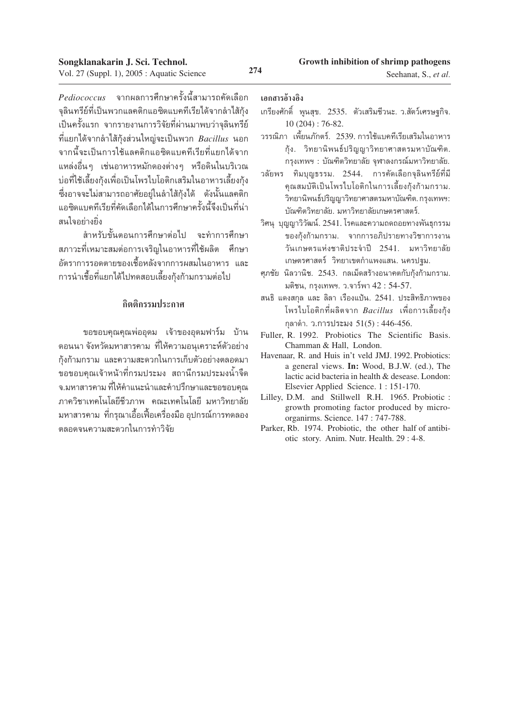*Pediococcus* จากผลการศึกษาครั้งนี้สามารถคัดเลือกจุลินทรีย์ที่เป็นพวกแลคติกแอซิดแบคทีเรียได้จากลำไส้กุ้งเป็นครั้งแรก จากรายงานการวิจัยที่ผ่านมาพบว่าจุลินทรีย์ที่แยกได้จากลำไส้กุ้งส่วนใหญ่จะเป็นพวก *Bacillus* นอกจากนี้จะเป็นการใช้แลคติกแอซิดแบคทีเรียที่แยกได้จากแหล่งอื่นๆ เช่นอาหารหมักดองต่างๆ หรือดินในบริเวณบ่อที่ใช้เลี้ยงกุ้งเพื่อเป็นโพรไบโอติกเสริมในอาหารเลี้ยงกุ้ง ซึ่งอาจจะไม่สามารถอาศัยอยู่ในลำไส้กุ้งได้ ดังนั้นแลคติกแอซิดแบคทีเรียที่คัดเลือกได้ในการศึกษาครั้งนี้จึงเป็นที่น่าสนใจอย่างยิ่ง

สำหรับขั้นตอนการศึกษาต่อไป จะทำการศึกษาสภาวะที่เหมาะสมต่อการเจริญในอาหารที่ใช้ผลิต ศึกษาอัตราการรอดตายของเชื้อหลังจากการผสมในอาหาร และการนำเชื้อที่แยกได้ไปทดสอบเลี้ยงกุ้งก้ามกรามต่อไป

## กิตติกรรมประกาศ

ขอขอบคุณคุณพ่ออุดม เจ้าของอุดมฟาร์ม บ้านดอนนา จังหวัดมหาสารคาม ที่ให้ความอนุเคราะห์ตัวอย่างกุ้งก้ามกราม และความสะดวกในการเก็บตัวอย่างตลอดมา ขอขอบคุณเจ้าหน้าที่กรมประมง สถานีกรมประมงน้ำจืด จ.มหาสารคาม ที่ให้คำแนะนำและคำปรึกษาและขอขอบคุณภาควิชาเทคโนโลยีชีวภาพ คณะเทคโนโลยี มหาวิทยาลัยมหาสารคาม ที่กรุณาเอื้อเฟื้อเครื่องมือ อุปกรณ์การทดลองตลอดจนความสะดวกในการทำวิจัย

## เอกสารอ้างอิง

เกรียงศักดิ์ พูนสุข. 2535. ตัวเสริมชีวนะ. ว.สัตว์เศรษฐกิจ. 10 (204) : 76-82.

วรรณิภา เพี้ยนภักตร์. 2539. การใช้แบคทีเรียเสริมในอาหารกุ้ง. วิทยานิพนธ์ปริญญาวิทยาศาสตรมหาบัณฑิต. กรุงเทพฯ : บัณฑิตวิทยาลัย จุฬาลงกรณ์มหาวิทยาลัย.

วลัยพร ทิมบุญธรรม. 2544. การคัดเลือกจุลินทรีย์ที่มีคุณสมบัติเป็นโพรไบโอติกในการเลี้ยงกุ้งก้ามกราม. วิทยานิพนธ์ปริญญาวิทยาศาสตรมหาบัณฑิต. กรุงเทพฯ: บัณฑิตวิทยาลัย. มหาวิทยาลัยเกษตรศาสตร์.

วิศนุ บุญญาวิวัฒน์. 2541. โรคและความถดถอยทางพันธุกรรมของกุ้งก้ามกราม. จากการอภิปรายทางวิชาการงานวันเกษตรแห่งชาติประจำปี 2541. มหาวิทยาลัยเกษตรศาสตร์ วิทยาเขตกำแพงแสน. นครปฐม.

ศุภชัย นิลวานิช. 2543. กลเม็ดสร้างอนาคตกับกุ้งก้ามกราม. มติชน, กรุงเทพฯ. ว.จาร์พา 42 : 54-57.

สนธิ แดงสกุล และ ลิลา เรืองแป้น. 2541. ประสิทธิภาพของโพรไบโอติกที่ผลิตจาก *Bacillus* เพื่อการเลี้ยงกุ้งกุลาดำ. ว.การประมง 51(5) : 446-456.

Fuller, R. 1992. Probiotics The Scientific Basis. Chamman & Hall, London.

Havenaar, R. and Huis in't veld JMJ. 1992. Probiotics: a general views. **In:** Wood, B.J.W. (ed.), The lactic acid bacteria in health & desease. London: Elsevier Applied Science. 1 : 151-170.

Lilley, D.M. and Stillwell R.H. 1965. Probiotic : growth promoting factor produced by micro-organirms. Science. 147 : 747-788.

Parker, Rb. 1974. Probiotic, the other half of antibiotic story. Anim. Nutr. Health. 29 : 4-8.